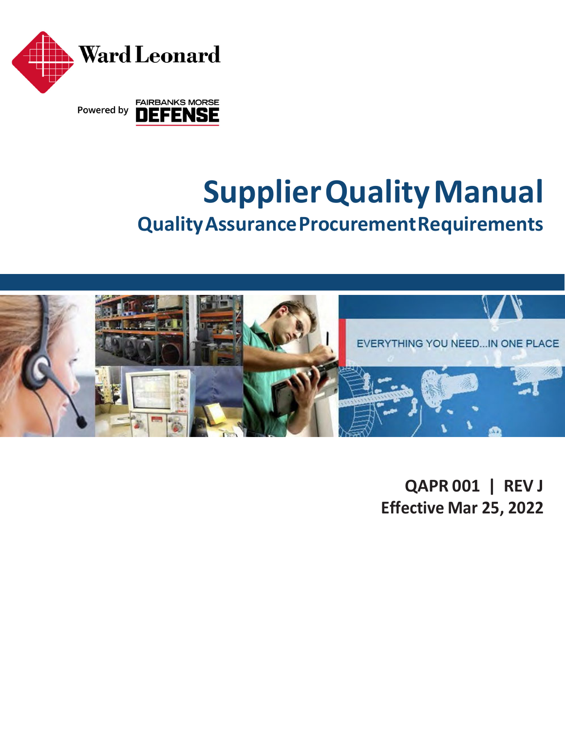Ward Leonard

Powered by FAIRBANKS MORSE DEFENSE

# Supplier Quality Manual

## Quality Assurance Procurement Requirements

EVERYTHING YOU NEED...IN ONE PLACE

**QAPR 001 | REV J**
**Effective Mar 25, 2022**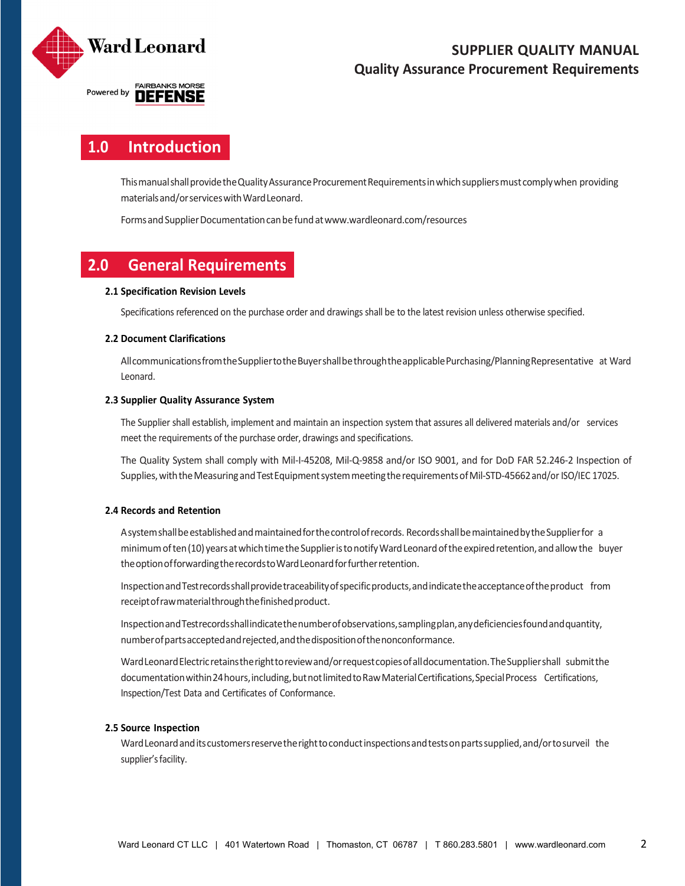## 1.0 Introduction

This manual shall provide the Quality Assurance Procurement Requirements in which suppliers must comply when providing materials and/or services with Ward Leonard.

Forms and Supplier Documentation can be fund at www.wardleonard.com/resources

## 2.0 General Requirements

### 2.1 Specification Revision Levels

Specifications referenced on the purchase order and drawings shall be to the latest revision unless otherwise specified.

### 2.2 Document Clarifications

All communications from the Supplier to the Buyer shall be through the applicable Purchasing/Planning Representative at Ward Leonard.

### 2.3 Supplier Quality Assurance System

The Supplier shall establish, implement and maintain an inspection system that assures all delivered materials and/or services meet the requirements of the purchase order, drawings and specifications.

The Quality System shall comply with Mil-I-45208, Mil-Q-9858 and/or ISO 9001, and for DoD FAR 52.246-2 Inspection of Supplies, with the Measuring and Test Equipment system meeting the requirements of Mil-STD-45662 and/or ISO/IEC 17025.

### 2.4 Records and Retention

A system shall be established and maintained for the control of records. Records shall be maintained by the Supplier for a minimum of ten (10) years at which time the Supplier is to notify Ward Leonard of the expired retention, and allow the buyer the option of forwarding the records to Ward Leonard for further retention.

Inspection and Test records shall provide traceability of specific products, and indicate the acceptance of the product from receipt of raw material through the finished product.

Inspection and Test records shall indicate the number of observations, sampling plan, any deficiencies found and quantity, number of parts accepted and rejected, and the disposition of the nonconformance.

Ward Leonard Electric retains the right to review and/or request copies of all documentation. The Supplier shall submit the documentation within 24 hours, including, but not limited to Raw Material Certifications, Special Process Certifications, Inspection/Test Data and Certificates of Conformance.

### 2.5 Source Inspection

Ward Leonard and its customers reserve the right to conduct inspections and tests on parts supplied, and/or to surveil the supplier's facility.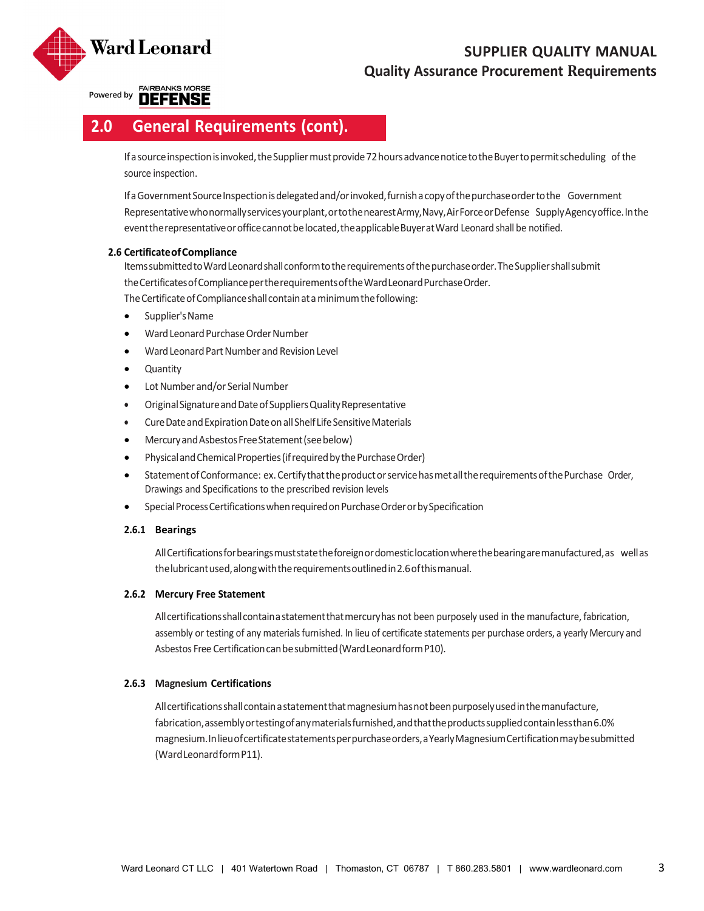## 2.0 General Requirements (cont).

If a source inspection is invoked, the Supplier must provide 72 hours advance notice to the Buyer to permit scheduling of the source inspection.

If a Government Source Inspection is delegated and/or invoked, furnish a copy of the purchase order to the Government Representative who normally services your plant, or to the nearest Army, Navy, Air Force or Defense Supply Agency office. In the event the representative or office cannot be located, the applicable Buyer at Ward Leonard shall be notified.

### 2.6 Certificate of Compliance

Items submitted to Ward Leonard shall conform to the requirements of the purchase order. The Supplier shall submit the Certificates of Compliance per the requirements of the Ward Leonard Purchase Order.
The Certificate of Compliance shall contain at a minimum the following:

- Supplier's Name
- Ward Leonard Purchase Order Number
- Ward Leonard Part Number and Revision Level
- Quantity
- Lot Number and/or Serial Number
- Original Signature and Date of Suppliers Quality Representative
- Cure Date and Expiration Date on all Shelf Life Sensitive Materials
- Mercury and Asbestos Free Statement (see below)
- Physical and Chemical Properties (if required by the Purchase Order)
- Statement of Conformance: ex. Certify that the product or service has met all the requirements of the Purchase Order, Drawings and Specifications to the prescribed revision levels
- Special Process Certifications when required on Purchase Order or by Specification

#### 2.6.1 Bearings

All Certifications for bearings must state the foreign or domestic location where the bearing are manufactured, as well as the lubricant used, along with the requirements outlined in 2.6 of this manual.

#### 2.6.2 Mercury Free Statement

All certifications shall contain a statement that mercury has not been purposely used in the manufacture, fabrication, assembly or testing of any materials furnished. In lieu of certificate statements per purchase orders, a yearly Mercury and Asbestos Free Certification can be submitted (Ward Leonard form P10).

#### 2.6.3 Magnesium Certifications

All certifications shall contain a statement that magnesium has not been purposely used in the manufacture, fabrication, assembly or testing of any materials furnished, and that the products supplied contain less than 6.0% magnesium. In lieu of certificate statements per purchase orders, a Yearly Magnesium Certification may be submitted (Ward Leonard form P11).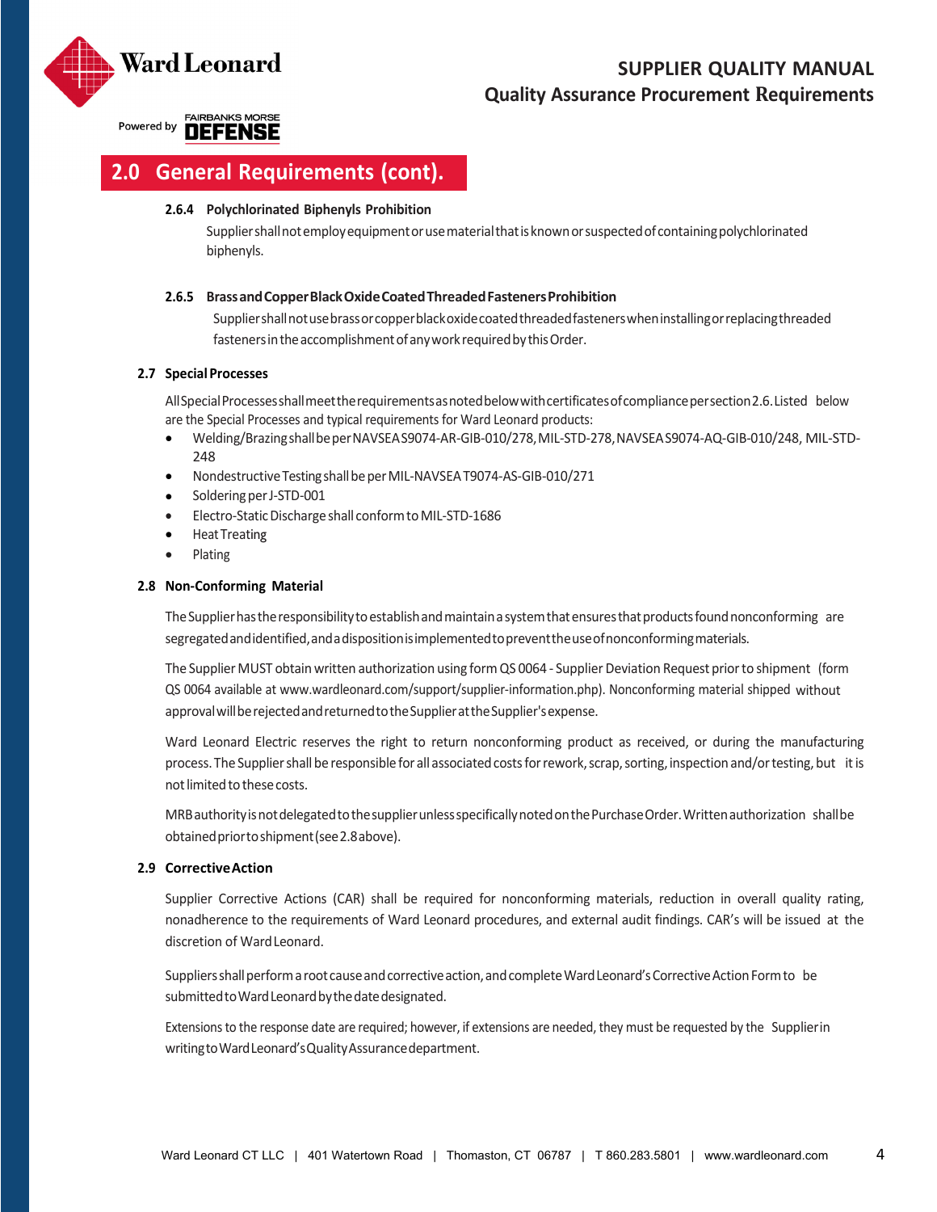## 2.0 General Requirements (cont).

#### 2.6.4 Polychlorinated Biphenyls Prohibition

Supplier shall not employ equipment or use material that is known or suspected of containing polychlorinated biphenyls.

#### 2.6.5 Brass and Copper Black Oxide Coated Threaded Fasteners Prohibition

Supplier shall not use brass or copper black oxide coated threaded fasteners when installing or replacing threaded fasteners in the accomplishment of any work required by this Order.

### 2.7 Special Processes

All Special Processes shall meet the requirements as noted below with certificates of compliance per section 2.6. Listed below are the Special Processes and typical requirements for Ward Leonard products:

- Welding/Brazing shall be per NAVSEA S9074-AR-GIB-010/278, MIL-STD-278, NAVSEA S9074-AQ-GIB-010/248, MIL-STD-248
- Nondestructive Testing shall be per MIL-NAVSEA T9074-AS-GIB-010/271
- Soldering per J-STD-001
- Electro-Static Discharge shall conform to MIL-STD-1686
- Heat Treating
- Plating

### 2.8 Non-Conforming Material

The Supplier has the responsibility to establish and maintain a system that ensures that products found nonconforming are segregated and identified, and a disposition is implemented to prevent the use of nonconforming materials.

The Supplier MUST obtain written authorization using form QS 0064 - Supplier Deviation Request prior to shipment (form QS 0064 available at www.wardleonard.com/support/supplier-information.php). Nonconforming material shipped without approval will be rejected and returned to the Supplier at the Supplier's expense.

Ward Leonard Electric reserves the right to return nonconforming product as received, or during the manufacturing process. The Supplier shall be responsible for all associated costs for rework, scrap, sorting, inspection and/or testing, but it is not limited to these costs.

MRB authority is not delegated to the supplier unless specifically noted on the Purchase Order. Written authorization shall be obtained prior to shipment (see 2.8 above).

### 2.9 Corrective Action

Supplier Corrective Actions (CAR) shall be required for nonconforming materials, reduction in overall quality rating, nonadherence to the requirements of Ward Leonard procedures, and external audit findings. CAR's will be issued at the discretion of Ward Leonard.

Suppliers shall perform a root cause and corrective action, and complete Ward Leonard's Corrective Action Form to be submitted to Ward Leonard by the date designated.

Extensions to the response date are required; however, if extensions are needed, they must be requested by the Supplier in writing to Ward Leonard's Quality Assurance department.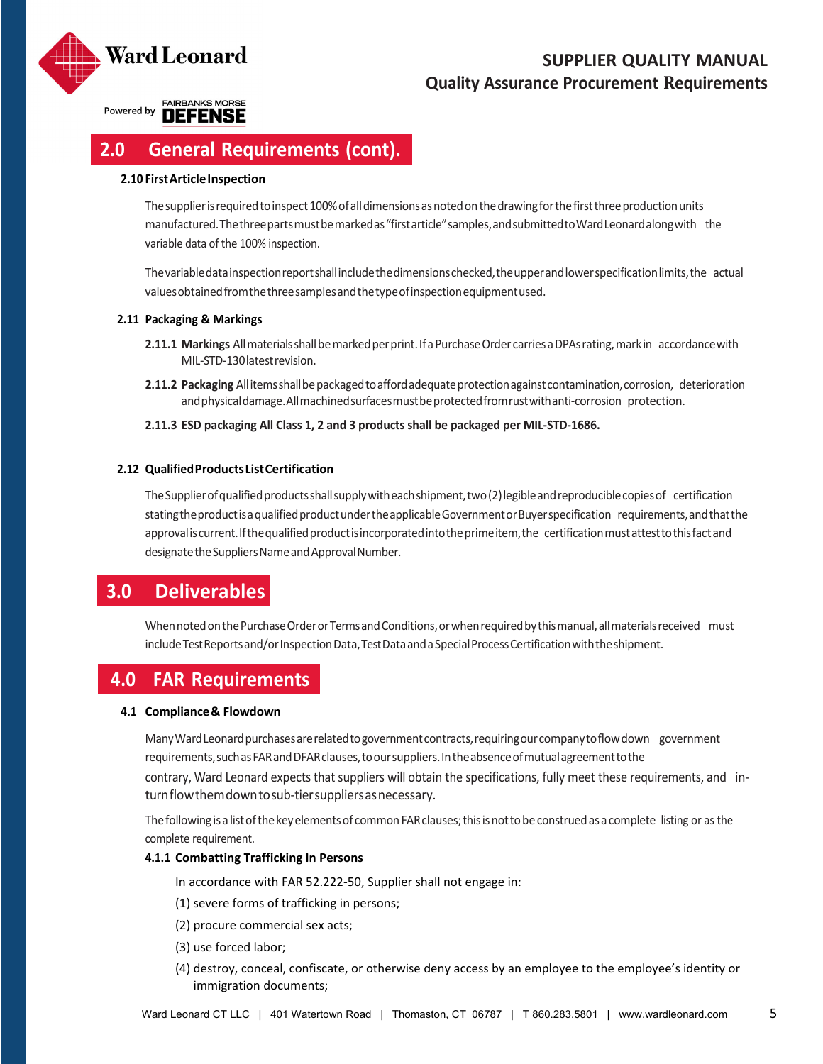## 2.0 General Requirements (cont).

### 2.10 First Article Inspection

The supplier is required to inspect 100% of all dimensions as noted on the drawing for the first three production units manufactured. The three parts must be marked as "first article" samples, and submitted to Ward Leonard along with the variable data of the 100% inspection.

The variable data inspection report shall include the dimensions checked, the upper and lower specification limits, the actual values obtained from the three samples and the type of inspection equipment used.

### 2.11 Packaging & Markings

**2.11.1 Markings** All materials shall be marked per print. If a Purchase Order carries a DPAs rating, mark in accordance with MIL-STD-130 latest revision.

**2.11.2 Packaging** All items shall be packaged to afford adequate protection against contamination, corrosion, deterioration and physical damage. All machined surfaces must be protected from rust with anti-corrosion protection.

**2.11.3 ESD packaging All Class 1, 2 and 3 products shall be packaged per MIL-STD-1686.**

### 2.12 Qualified Products List Certification

The Supplier of qualified products shall supply with each shipment, two (2) legible and reproducible copies of certification stating the product is a qualified product under the applicable Government or Buyer specification requirements, and that the approval is current. If the qualified product is incorporated into the prime item, the certification must attest to this fact and designate the Suppliers Name and Approval Number.

## 3.0 Deliverables

When noted on the Purchase Order or Terms and Conditions, or when required by this manual, all materials received must include Test Reports and/or Inspection Data, Test Data and a Special Process Certification with the shipment.

## 4.0 FAR Requirements

### 4.1 Compliance & Flowdown

Many Ward Leonard purchases are related to government contracts, requiring our company to flow down government requirements, such as FAR and DFAR clauses, to our suppliers. In the absence of mutual agreement to the contrary, Ward Leonard expects that suppliers will obtain the specifications, fully meet these requirements, and in-turn flow them down to sub-tier suppliers as necessary.

The following is a list of the key elements of common FAR clauses; this is not to be construed as a complete listing or as the complete requirement.

**4.1.1 Combatting Trafficking In Persons**

In accordance with FAR 52.222-50, Supplier shall not engage in:

(1) severe forms of trafficking in persons;

(2) procure commercial sex acts;

(3) use forced labor;

(4) destroy, conceal, confiscate, or otherwise deny access by an employee to the employee's identity or immigration documents;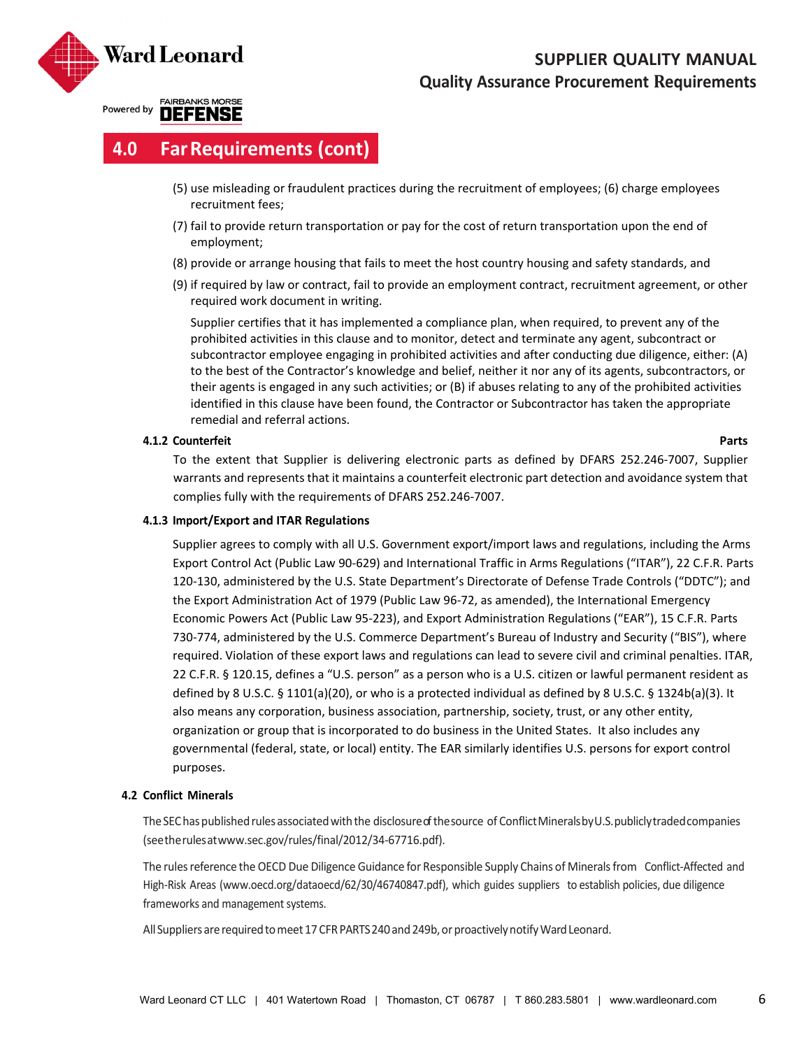## 4.0 Far Requirements (cont)

(5) use misleading or fraudulent practices during the recruitment of employees; (6) charge employees recruitment fees;

(7) fail to provide return transportation or pay for the cost of return transportation upon the end of employment;

(8) provide or arrange housing that fails to meet the host country housing and safety standards, and

(9) if required by law or contract, fail to provide an employment contract, recruitment agreement, or other required work document in writing.

Supplier certifies that it has implemented a compliance plan, when required, to prevent any of the prohibited activities in this clause and to monitor, detect and terminate any agent, subcontract or subcontractor employee engaging in prohibited activities and after conducting due diligence, either: (A) to the best of the Contractor's knowledge and belief, neither it nor any of its agents, subcontractors, or their agents is engaged in any such activities; or (B) if abuses relating to any of the prohibited activities identified in this clause have been found, the Contractor or Subcontractor has taken the appropriate remedial and referral actions.

**4.1.2 Counterfeit Parts**

To the extent that Supplier is delivering electronic parts as defined by DFARS 252.246-7007, Supplier warrants and represents that it maintains a counterfeit electronic part detection and avoidance system that complies fully with the requirements of DFARS 252.246-7007.

**4.1.3 Import/Export and ITAR Regulations**

Supplier agrees to comply with all U.S. Government export/import laws and regulations, including the Arms Export Control Act (Public Law 90-629) and International Traffic in Arms Regulations ("ITAR"), 22 C.F.R. Parts 120-130, administered by the U.S. State Department's Directorate of Defense Trade Controls ("DDTC"); and the Export Administration Act of 1979 (Public Law 96-72, as amended), the International Emergency Economic Powers Act (Public Law 95-223), and Export Administration Regulations ("EAR"), 15 C.F.R. Parts 730-774, administered by the U.S. Commerce Department's Bureau of Industry and Security ("BIS"), where required. Violation of these export laws and regulations can lead to severe civil and criminal penalties. ITAR, 22 C.F.R. § 120.15, defines a "U.S. person" as a person who is a U.S. citizen or lawful permanent resident as defined by 8 U.S.C. § 1101(a)(20), or who is a protected individual as defined by 8 U.S.C. § 1324b(a)(3). It also means any corporation, business association, partnership, society, trust, or any other entity, organization or group that is incorporated to do business in the United States. It also includes any governmental (federal, state, or local) entity. The EAR similarly identifies U.S. persons for export control purposes.

**4.2 Conflict Minerals**

The SEC has published rules associated with the disclosure of the source of Conflict Minerals by U.S. publicly traded companies (see the rules at www.sec.gov/rules/final/2012/34-67716.pdf).

The rules reference the OECD Due Diligence Guidance for Responsible Supply Chains of Minerals from Conflict-Affected and High-Risk Areas (www.oecd.org/dataoecd/62/30/46740847.pdf), which guides suppliers to establish policies, due diligence frameworks and management systems.

All Suppliers are required to meet 17 CFR PARTS 240 and 249b, or proactively notify Ward Leonard.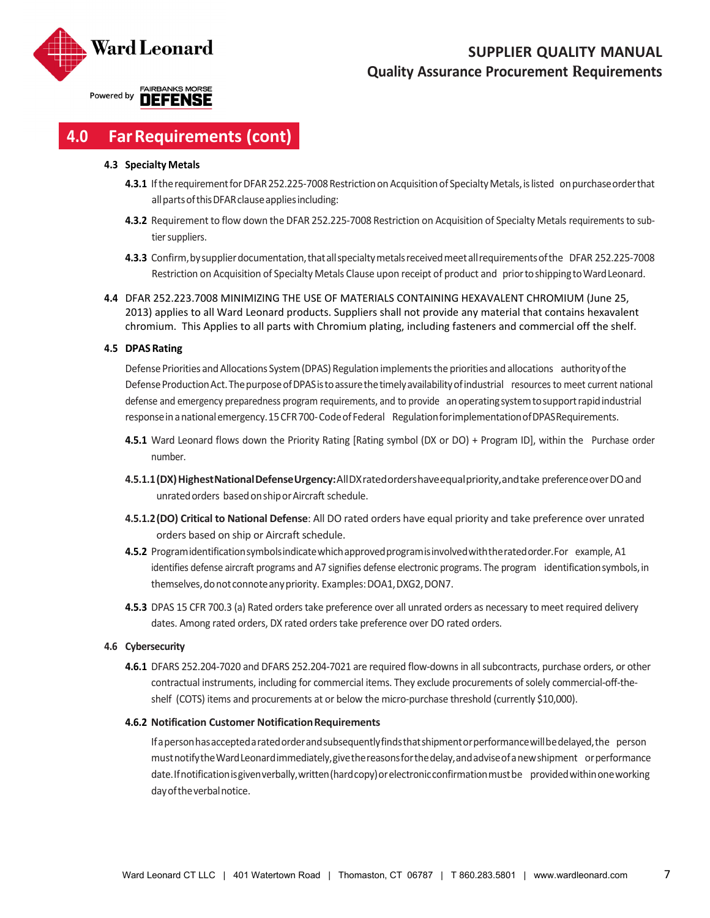## 4.0 Far Requirements (cont)

### 4.3 Specialty Metals

**4.3.1** If the requirement for DFAR 252.225-7008 Restriction on Acquisition of Specialty Metals, is listed on purchase order that all parts of this DFAR clause applies including:

**4.3.2** Requirement to flow down the DFAR 252.225-7008 Restriction on Acquisition of Specialty Metals requirements to sub-tier suppliers.

**4.3.3** Confirm, by supplier documentation, that all specialty metals received meet all requirements of the DFAR 252.225-7008 Restriction on Acquisition of Specialty Metals Clause upon receipt of product and prior to shipping to Ward Leonard.

**4.4** DFAR 252.223.7008 MINIMIZING THE USE OF MATERIALS CONTAINING HEXAVALENT CHROMIUM (June 25, 2013) applies to all Ward Leonard products. Suppliers shall not provide any material that contains hexavalent chromium. This Applies to all parts with Chromium plating, including fasteners and commercial off the shelf.

### 4.5 DPAS Rating

Defense Priorities and Allocations System (DPAS) Regulation implements the priorities and allocations authority of the Defense Production Act. The purpose of DPAS is to assure the timely availability of industrial resources to meet current national defense and emergency preparedness program requirements, and to provide an operating system to support rapid industrial response in a national emergency. 15 CFR 700- Code of Federal Regulation for implementation of DPAS Requirements.

**4.5.1** Ward Leonard flows down the Priority Rating [Rating symbol (DX or DO) + Program ID], within the Purchase order number.

**4.5.1.1 (DX) Highest National Defense Urgency:** All DX rated orders have equal priority, and take preference over DO and unrated orders based on ship or Aircraft schedule.

**4.5.1.2 (DO) Critical to National Defense**: All DO rated orders have equal priority and take preference over unrated orders based on ship or Aircraft schedule.

**4.5.2** Program identification symbols indicate which approved program is involved with the rated order. For example, A1 identifies defense aircraft programs and A7 signifies defense electronic programs. The program identification symbols, in themselves, do not connote any priority. Examples: DOA1, DXG2, DON7.

**4.5.3** DPAS 15 CFR 700.3 (a) Rated orders take preference over all unrated orders as necessary to meet required delivery dates. Among rated orders, DX rated orders take preference over DO rated orders.

### 4.6 Cybersecurity

**4.6.1** DFARS 252.204-7020 and DFARS 252.204-7021 are required flow-downs in all subcontracts, purchase orders, or other contractual instruments, including for commercial items. They exclude procurements of solely commercial-off-the-shelf (COTS) items and procurements at or below the micro-purchase threshold (currently $10,000).

**4.6.2 Notification Customer Notification Requirements**

If a person has accepted a rated order and subsequently finds that shipment or performance will be delayed, the person must notify the Ward Leonard immediately, give the reasons for the delay, and advise of a new shipment or performance date. If notification is given verbally, written (hardcopy) or electronic confirmation must be provided within one working day of the verbal notice.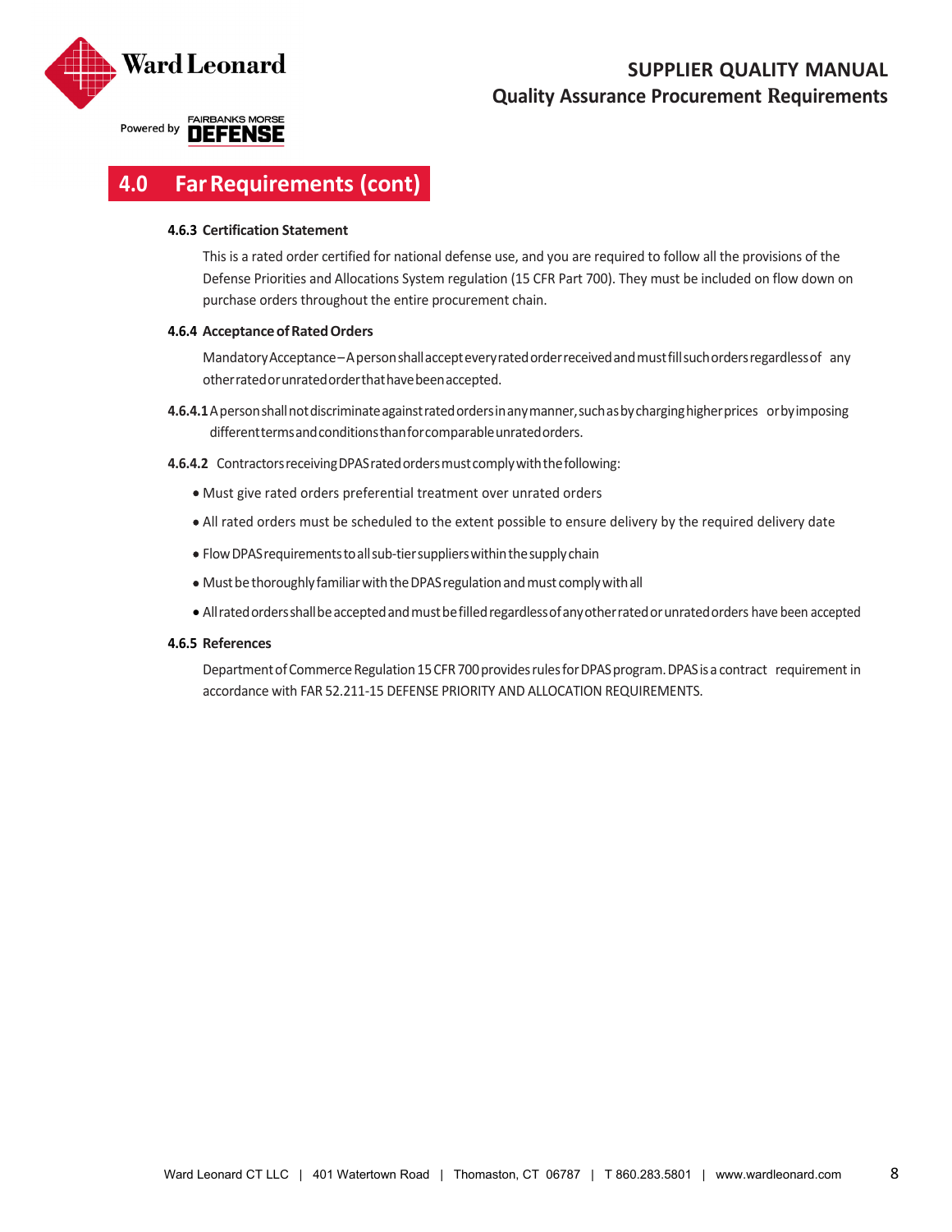## 4.0 Far Requirements (cont)

**4.6.3 Certification Statement**

This is a rated order certified for national defense use, and you are required to follow all the provisions of the Defense Priorities and Allocations System regulation (15 CFR Part 700). They must be included on flow down on purchase orders throughout the entire procurement chain.

**4.6.4 Acceptance of Rated Orders**

Mandatory Acceptance – A person shall accept every rated order received and must fill such orders regardless of any other rated or unrated order that have been accepted.

**4.6.4.1** A person shall not discriminate against rated orders in any manner, such as by charging higher prices or by imposing different terms and conditions than for comparable unrated orders.

**4.6.4.2** Contractors receiving DPAS rated orders must comply with the following:

- Must give rated orders preferential treatment over unrated orders
- All rated orders must be scheduled to the extent possible to ensure delivery by the required delivery date
- Flow DPAS requirements to all sub-tier suppliers within the supply chain
- Must be thoroughly familiar with the DPAS regulation and must comply with all
- All rated orders shall be accepted and must be filled regardless of any other rated or unrated orders have been accepted

**4.6.5 References**

Department of Commerce Regulation 15 CFR 700 provides rules for DPAS program. DPAS is a contract requirement in accordance with FAR 52.211-15 DEFENSE PRIORITY AND ALLOCATION REQUIREMENTS.